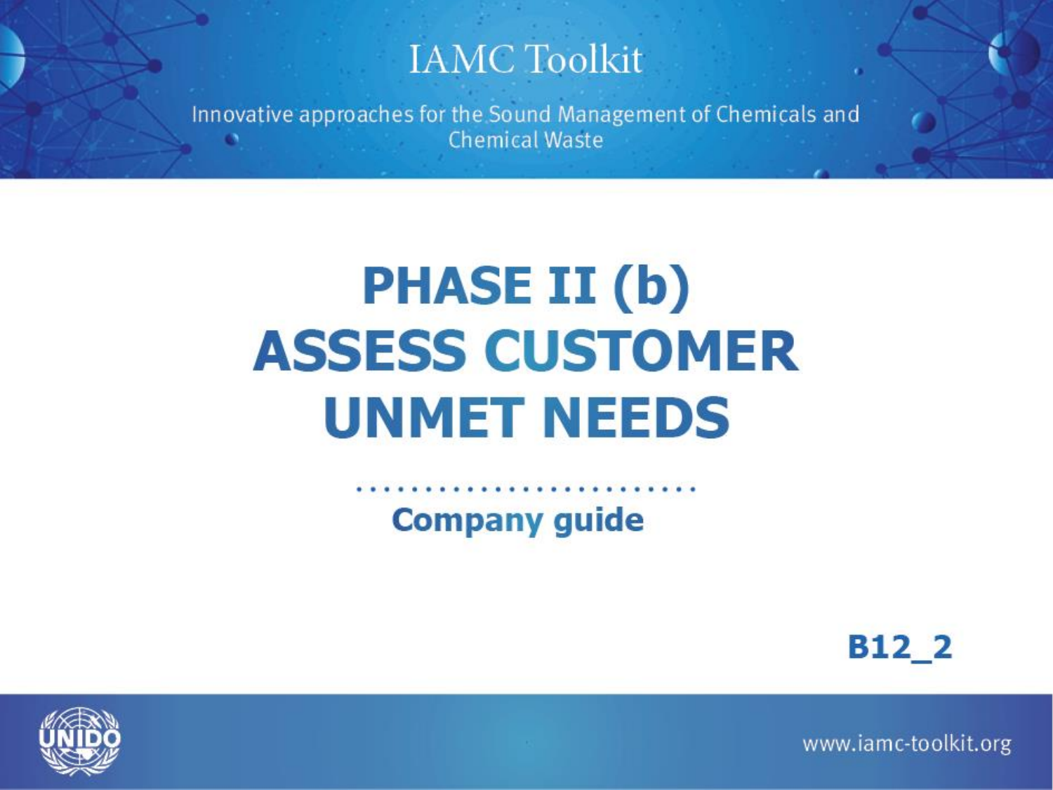IAMC Toolkit

Innovative approaches for the Sound Management of Chemicals and Chemical Waste

# PHASE II (b) ASSESS CUSTOMER UNMET NEEDS

**Company guide**

**B12_2**

UNIDO

www.iamc-toolkit.org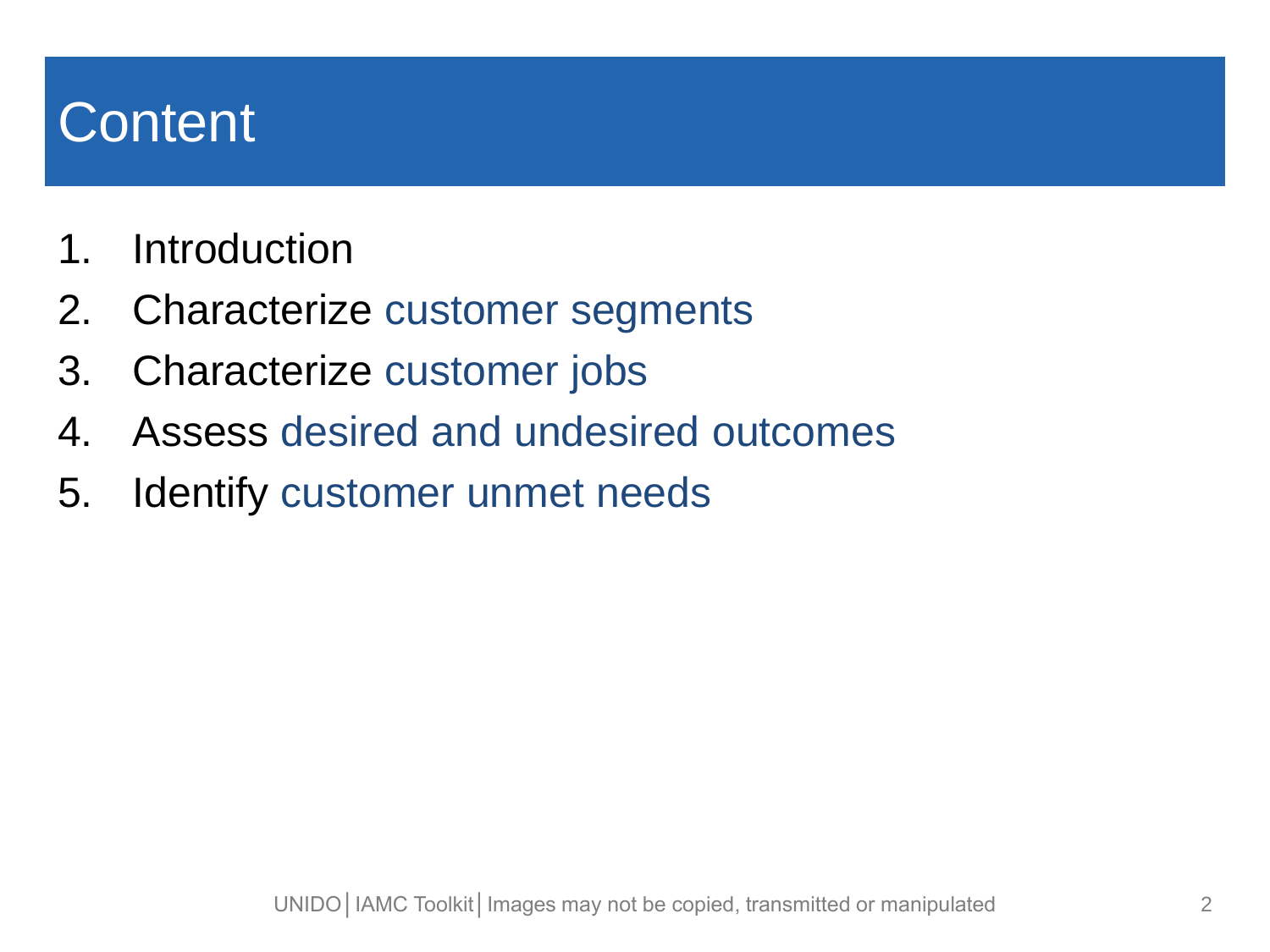# Content

1. Introduction
2. Characterize customer segments
3. Characterize customer jobs
4. Assess desired and undesired outcomes
5. Identify customer unmet needs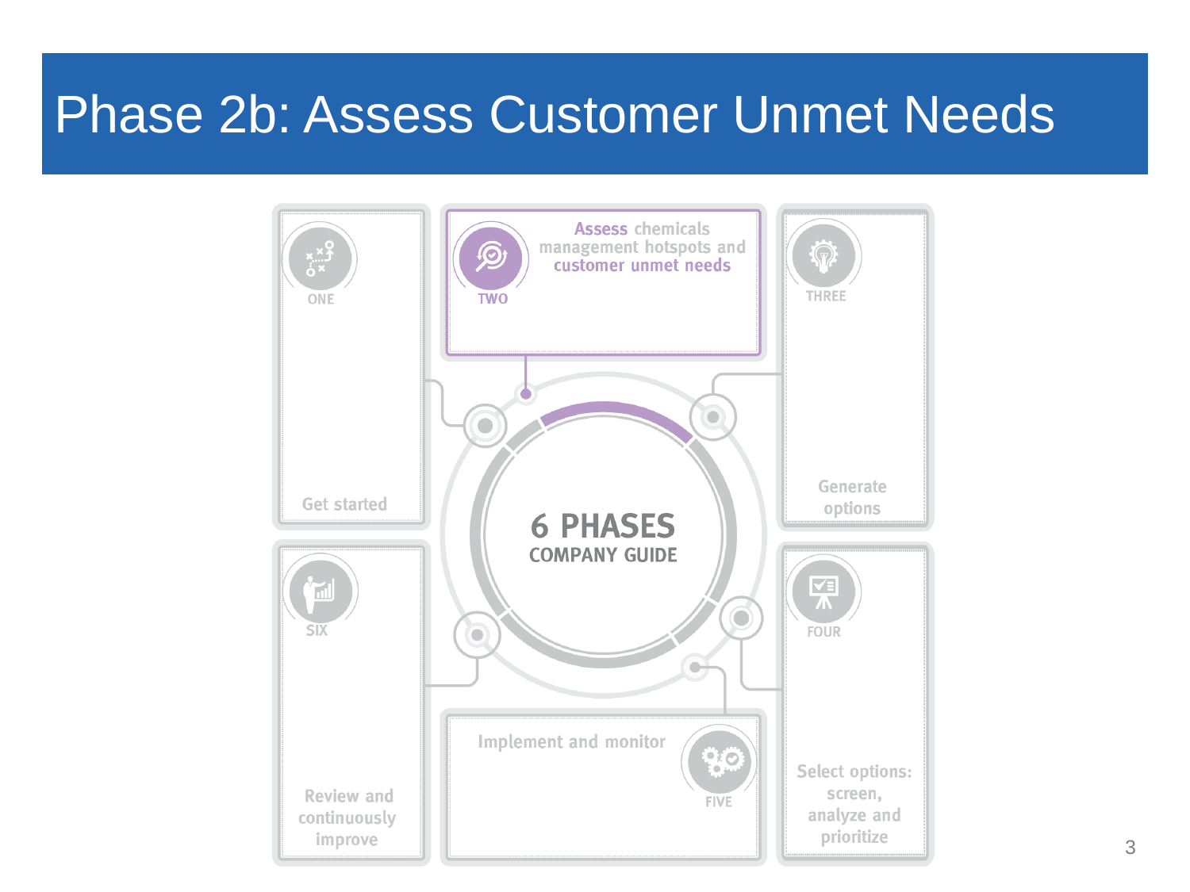# Phase 2b: Assess Customer Unmet Needs

**6 PHASES**
**COMPANY GUIDE**

- **ONE** — Get started
- **TWO** — Assess chemicals management hotspots and customer unmet needs
- **THREE** — Generate options
- **FOUR** — Select options: screen, analyze and prioritize
- **FIVE** — Implement and monitor
- **SIX** — Review and continuously improve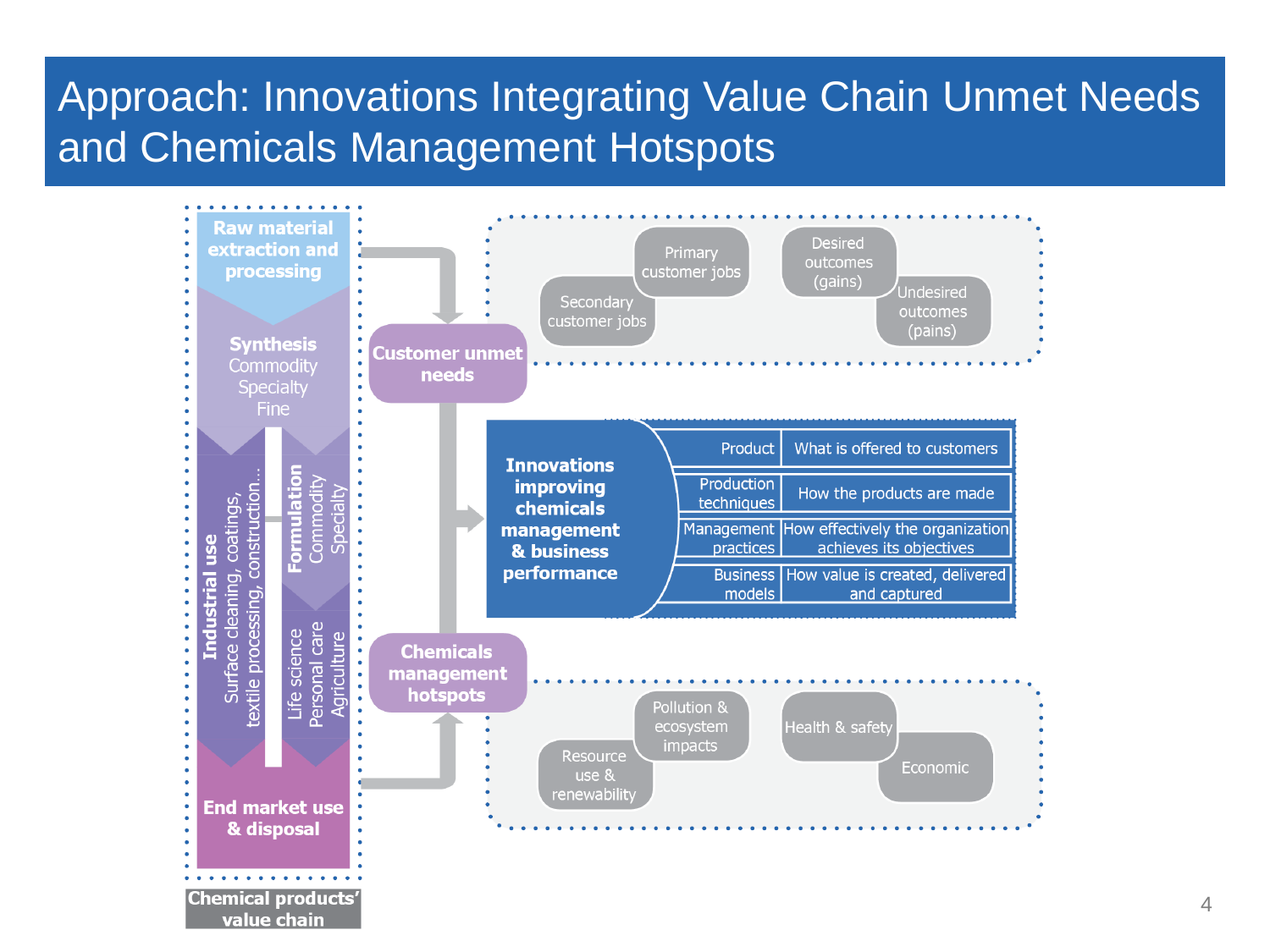# Approach: Innovations Integrating Value Chain Unmet Needs and Chemicals Management Hotspots

**Chemical products' value chain**

- **Raw material extraction and processing**
- **Synthesis** Commodity, Specialty, Fine
- **Industrial use** Surface cleaning, coatings, textile processing, construction...
- **Formulation** Commodity, Specialty
- Life science, Personal care, Agriculture
- **End market use & disposal**

**Customer unmet needs**

- Primary customer jobs
- Secondary customer jobs
- Desired outcomes (gains)
- Undesired outcomes (pains)

**Innovations improving chemicals management & business performance**

| | |
|---|---|
| Product | What is offered to customers |
| Production techniques | How the products are made |
| Management practices | How effectively the organization achieves its objectives |
| Business models | How value is created, delivered and captured |

**Chemicals management hotspots**

- Pollution & ecosystem impacts
- Resource use & renewability
- Health & safety
- Economic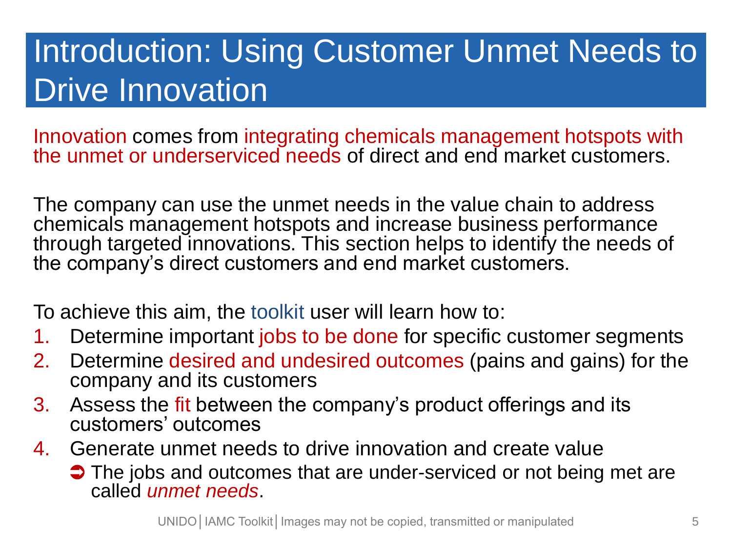# Introduction: Using Customer Unmet Needs to Drive Innovation

Innovation comes from integrating chemicals management hotspots with the unmet or underserviced needs of direct and end market customers.

The company can use the unmet needs in the value chain to address chemicals management hotspots and increase business performance through targeted innovations. This section helps to identify the needs of the company's direct customers and end market customers.

To achieve this aim, the toolkit user will learn how to:

1. Determine important jobs to be done for specific customer segments
2. Determine desired and undesired outcomes (pains and gains) for the company and its customers
3. Assess the fit between the company's product offerings and its customers' outcomes
4. Generate unmet needs to drive innovation and create value
   - ➲ The jobs and outcomes that are under-serviced or not being met are called *unmet needs*.

UNIDO│IAMC Toolkit│Images may not be copied, transmitted or manipulated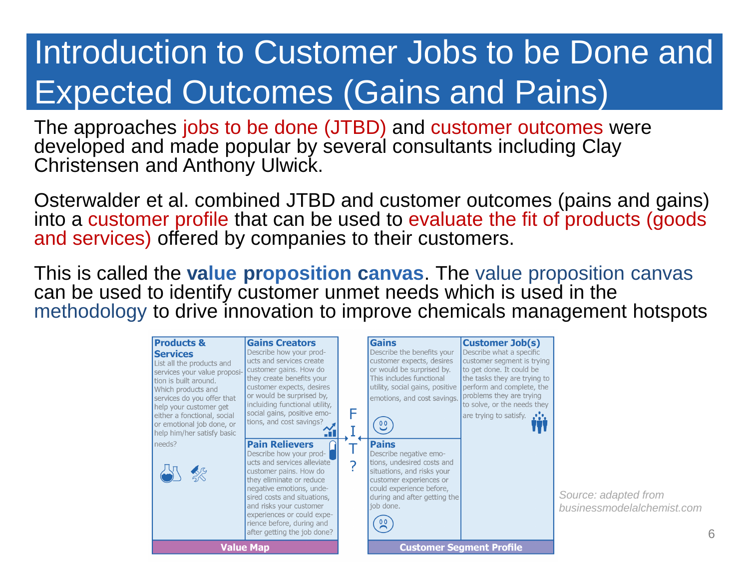# Introduction to Customer Jobs to be Done and Expected Outcomes (Gains and Pains)

The approaches jobs to be done (JTBD) and customer outcomes were developed and made popular by several consultants including Clay Christensen and Anthony Ulwick.

Osterwalder et al. combined JTBD and customer outcomes (pains and gains) into a customer profile that can be used to evaluate the fit of products (goods and services) offered by companies to their customers.

This is called the **value proposition canvas**. The value proposition canvas can be used to identify customer unmet needs which is used in the methodology to drive innovation to improve chemicals management hotspots

**Products & Services**
List all the products and services your value proposition is built around. Which products and services do you offer that help your customer get either a fonctional, social or emotional job done, or help him/her satisfy basic needs?

**Gains Creators**
Describe how your products and services create customer gains. How do they create benefits your customer expects, desires or would be surprised by, incluiding functional utility, social gains, positive emotions, and cost savings?

**Pain Relievers**
Describe how your products and services alleviate customer pains. How do they eliminate or reduce negative emotions, undesired costs and situations, and risks your customer experiences or could experience before, during and after getting the job done?

**Value Map**

FIT?

**Gains**
Describe the benefits your customer expects, desires or would be surprised by. This includes functional utility, social gains, positive emotions, and cost savings.

**Customer Job(s)**
Describe what a specific customer segment is trying to get done. It could be the tasks they are trying to perform and complete, the problems they are trying to solve, or the needs they are trying to satisfy.

**Pains**
Describe negative emotions, undesired costs and situations, and risks your customer experiences or could experience before, during and after getting the job done.

**Customer Segment Profile**

*Source: adapted from businessmodelalchemist.com*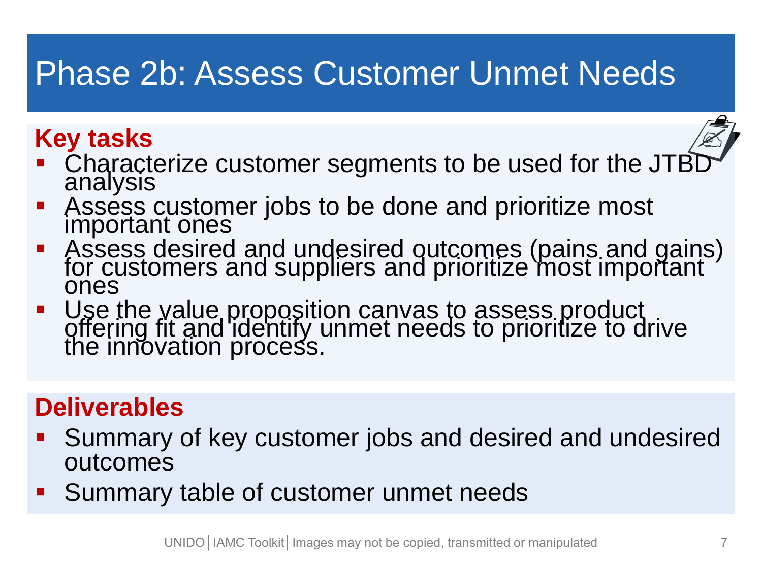# Phase 2b: Assess Customer Unmet Needs

## Key tasks

- Characterize customer segments to be used for the JTBD analysis
- Assess customer jobs to be done and prioritize most important ones
- Assess desired and undesired outcomes (pains and gains) for customers and suppliers and prioritize most important ones
- Use the value proposition canvas to assess product offering fit and identify unmet needs to prioritize to drive the innovation process.

## Deliverables

- Summary of key customer jobs and desired and undesired outcomes
- Summary table of customer unmet needs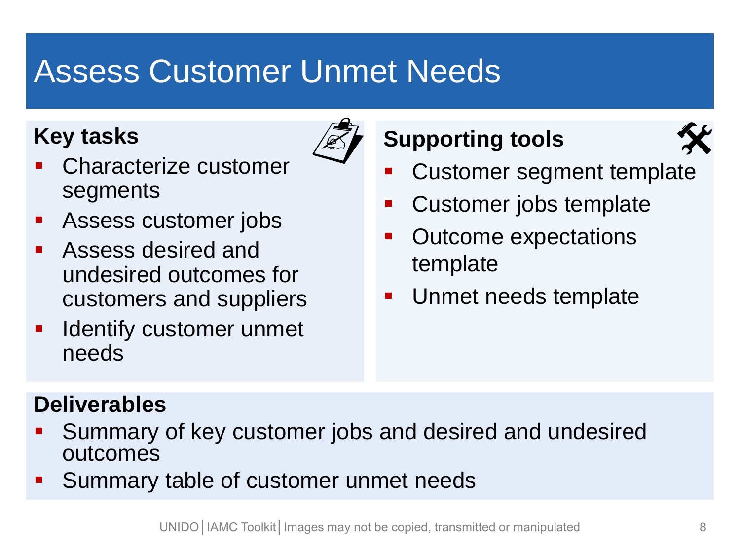# Assess Customer Unmet Needs

## Key tasks

- Characterize customer segments
- Assess customer jobs
- Assess desired and undesired outcomes for customers and suppliers
- Identify customer unmet needs

## Supporting tools

- Customer segment template
- Customer jobs template
- Outcome expectations template
- Unmet needs template

## Deliverables

- Summary of key customer jobs and desired and undesired outcomes
- Summary table of customer unmet needs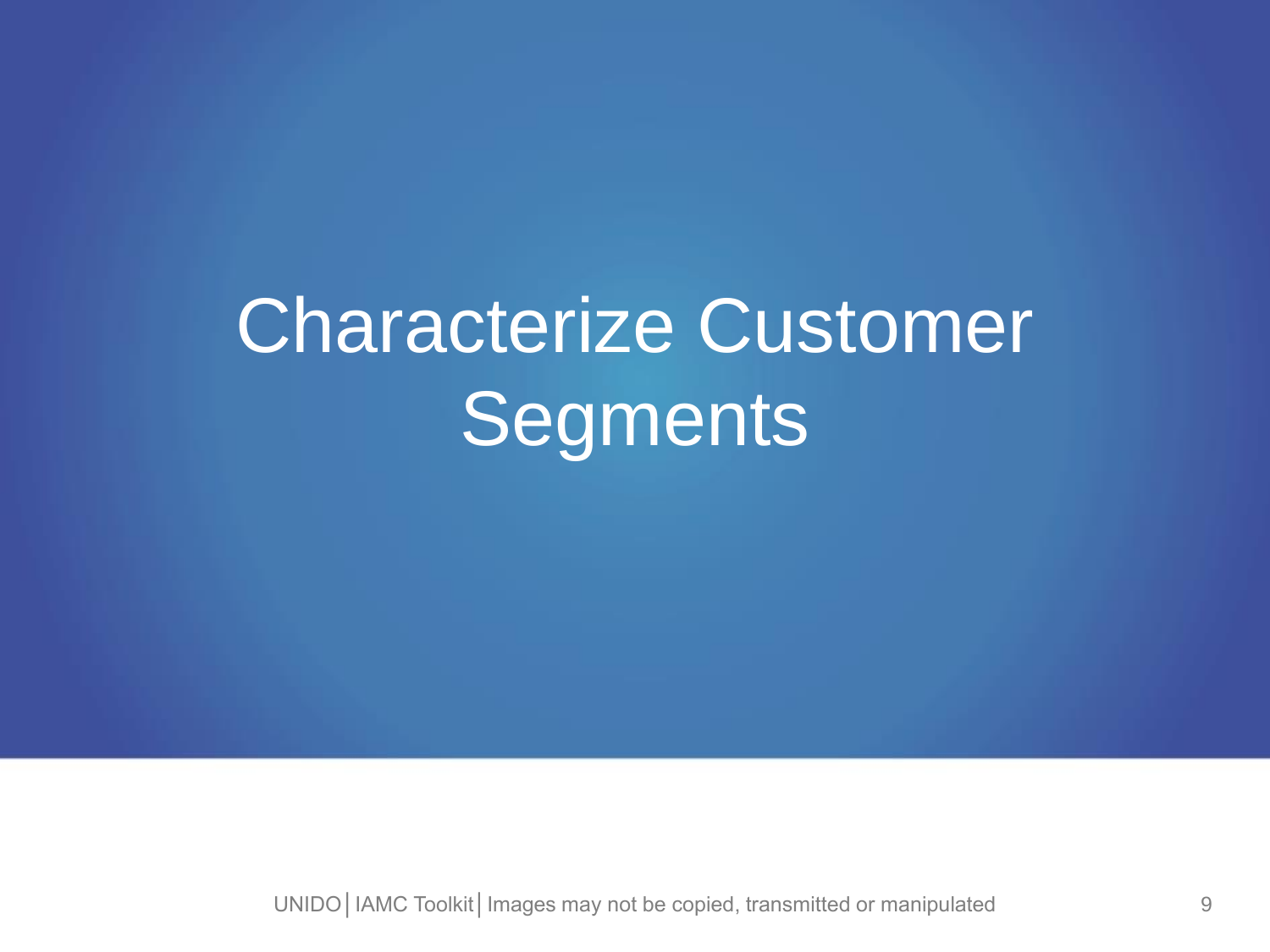# Characterize Customer Segments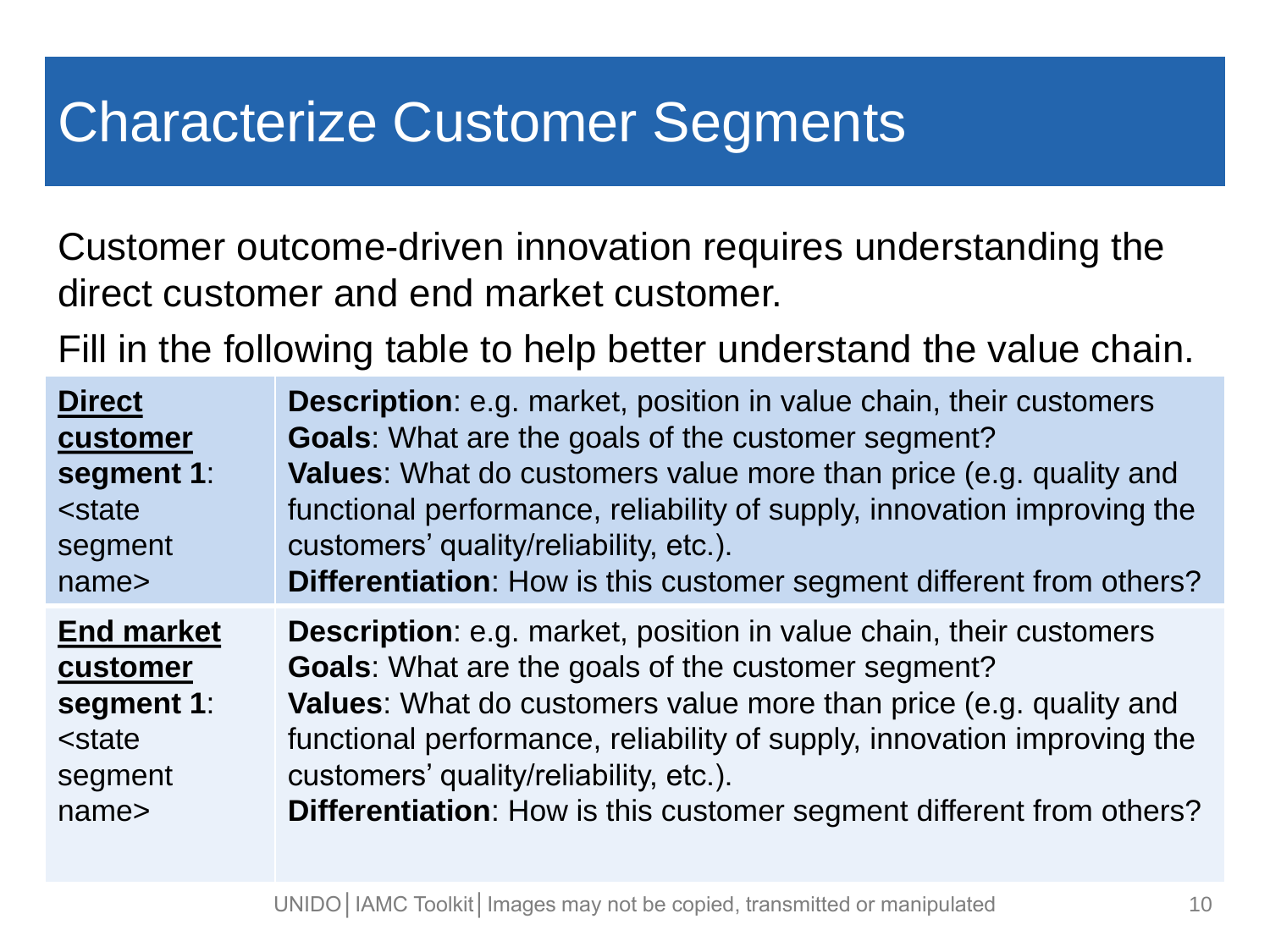# Characterize Customer Segments

Customer outcome-driven innovation requires understanding the direct customer and end market customer.

Fill in the following table to help better understand the value chain.

| | |
|---|---|
| **Direct customer segment 1**: <state segment name> | **Description**: e.g. market, position in value chain, their customers<br>**Goals**: What are the goals of the customer segment?<br>**Values**: What do customers value more than price (e.g. quality and functional performance, reliability of supply, innovation improving the customers' quality/reliability, etc.).<br>**Differentiation**: How is this customer segment different from others? |
| **End market customer segment 1**: <state segment name> | **Description**: e.g. market, position in value chain, their customers<br>**Goals**: What are the goals of the customer segment?<br>**Values**: What do customers value more than price (e.g. quality and functional performance, reliability of supply, innovation improving the customers' quality/reliability, etc.).<br>**Differentiation**: How is this customer segment different from others? |

UNIDO│IAMC Toolkit│Images may not be copied, transmitted or manipulated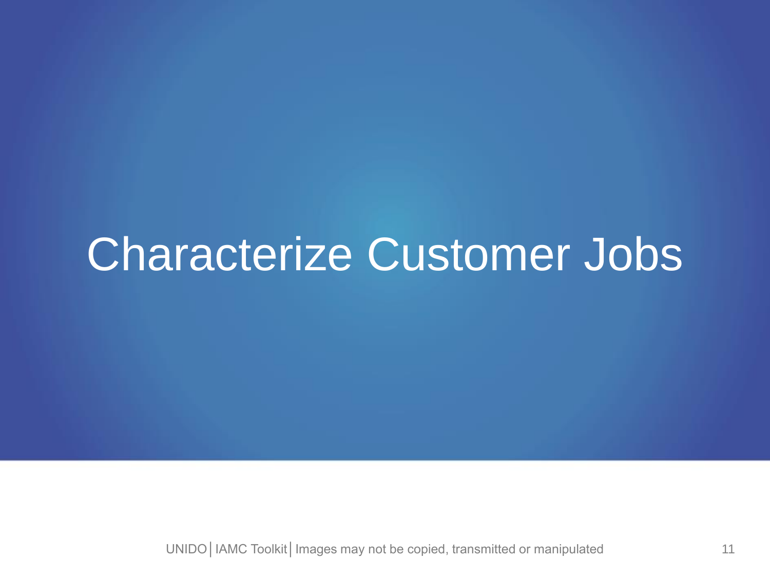# Characterize Customer Jobs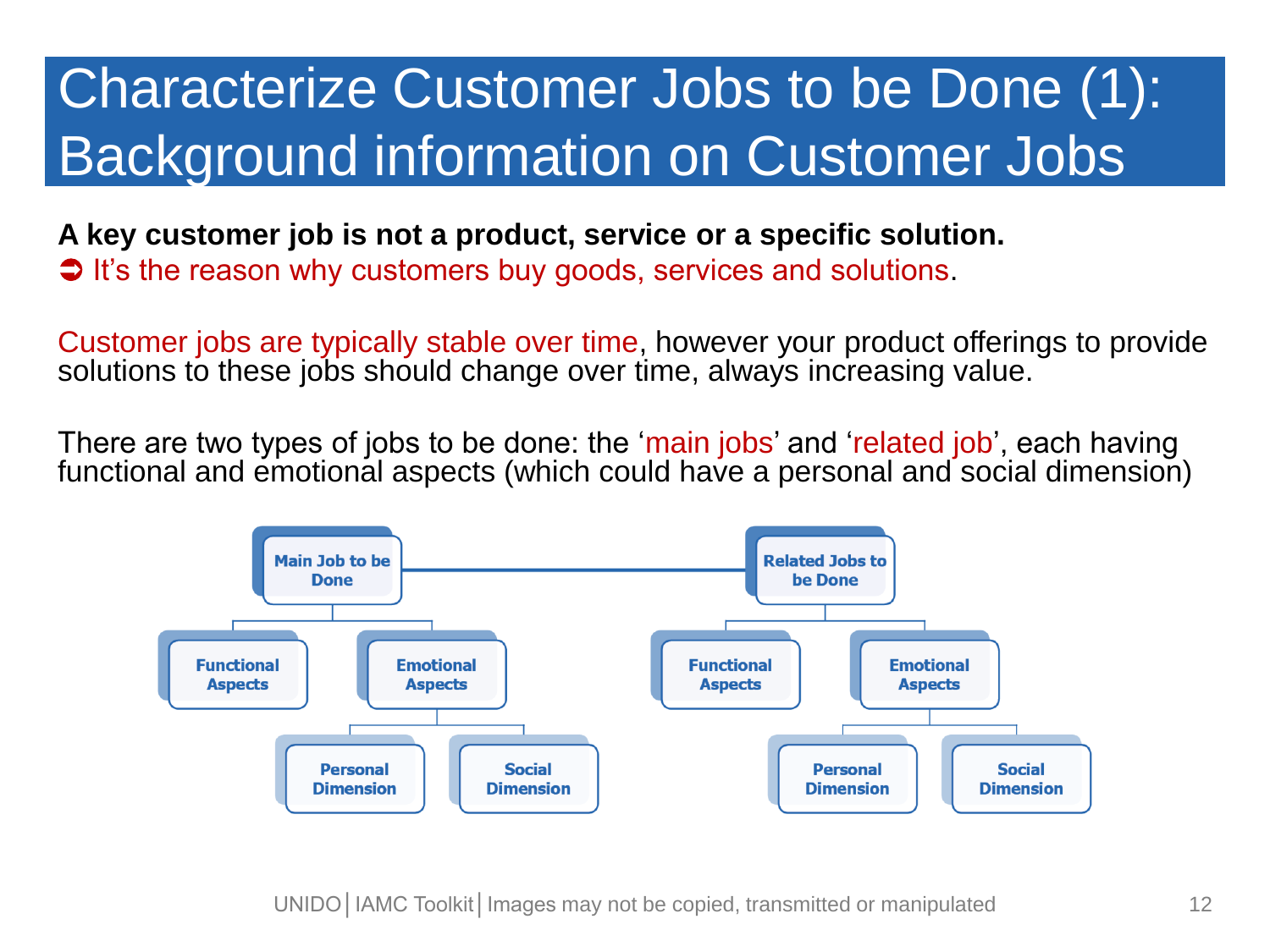# Characterize Customer Jobs to be Done (1): Background information on Customer Jobs

**A key customer job is not a product, service or a specific solution.**

➲ It's the reason why customers buy goods, services and solutions.

Customer jobs are typically stable over time, however your product offerings to provide solutions to these jobs should change over time, always increasing value.

There are two types of jobs to be done: the 'main jobs' and 'related job', each having functional and emotional aspects (which could have a personal and social dimension)

- Main Job to be Done
  - Functional Aspects
  - Emotional Aspects
    - Personal Dimension
    - Social Dimension
- Related Jobs to be Done
  - Functional Aspects
  - Emotional Aspects
    - Personal Dimension
    - Social Dimension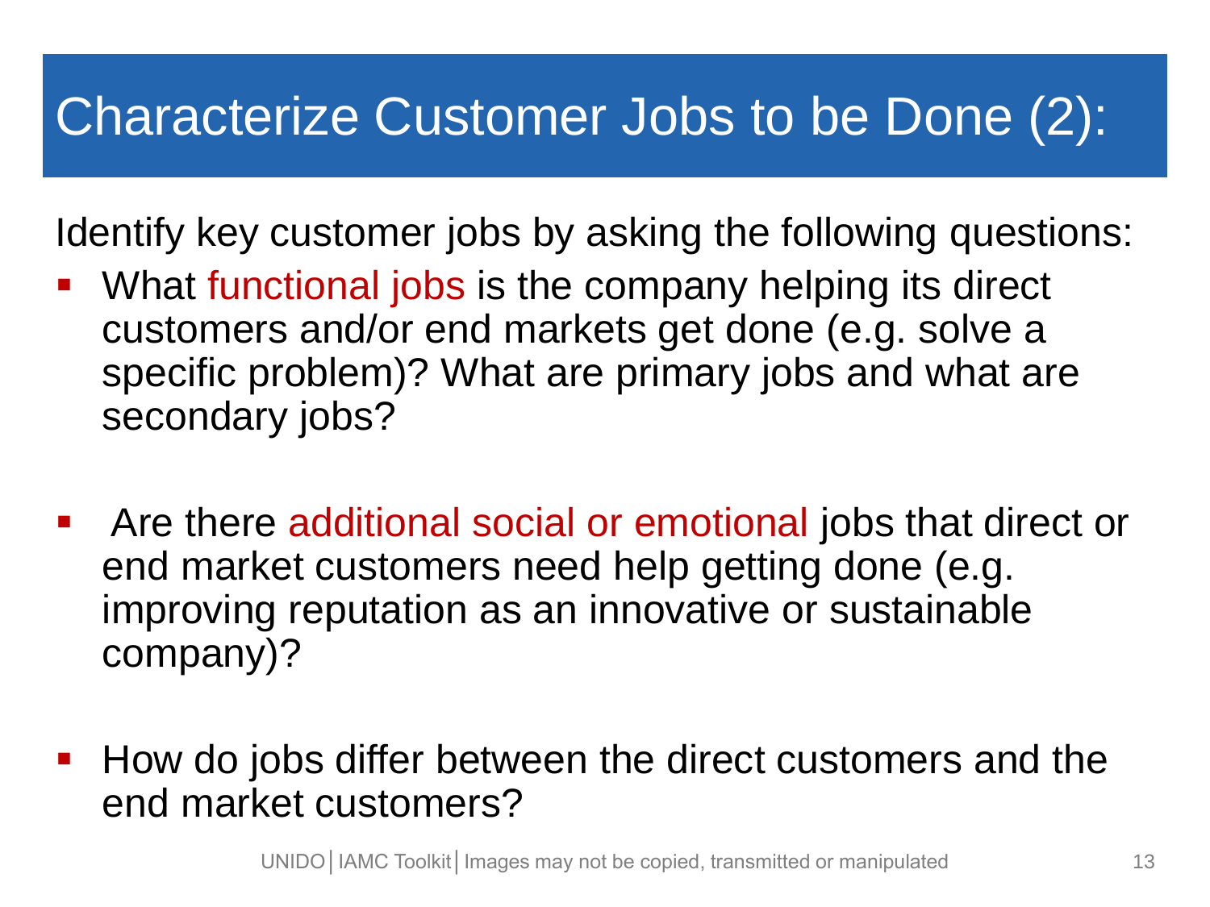# Characterize Customer Jobs to be Done (2):

Identify key customer jobs by asking the following questions:

- What functional jobs is the company helping its direct customers and/or end markets get done (e.g. solve a specific problem)? What are primary jobs and what are secondary jobs?
- Are there additional social or emotional jobs that direct or end market customers need help getting done (e.g. improving reputation as an innovative or sustainable company)?
- How do jobs differ between the direct customers and the end market customers?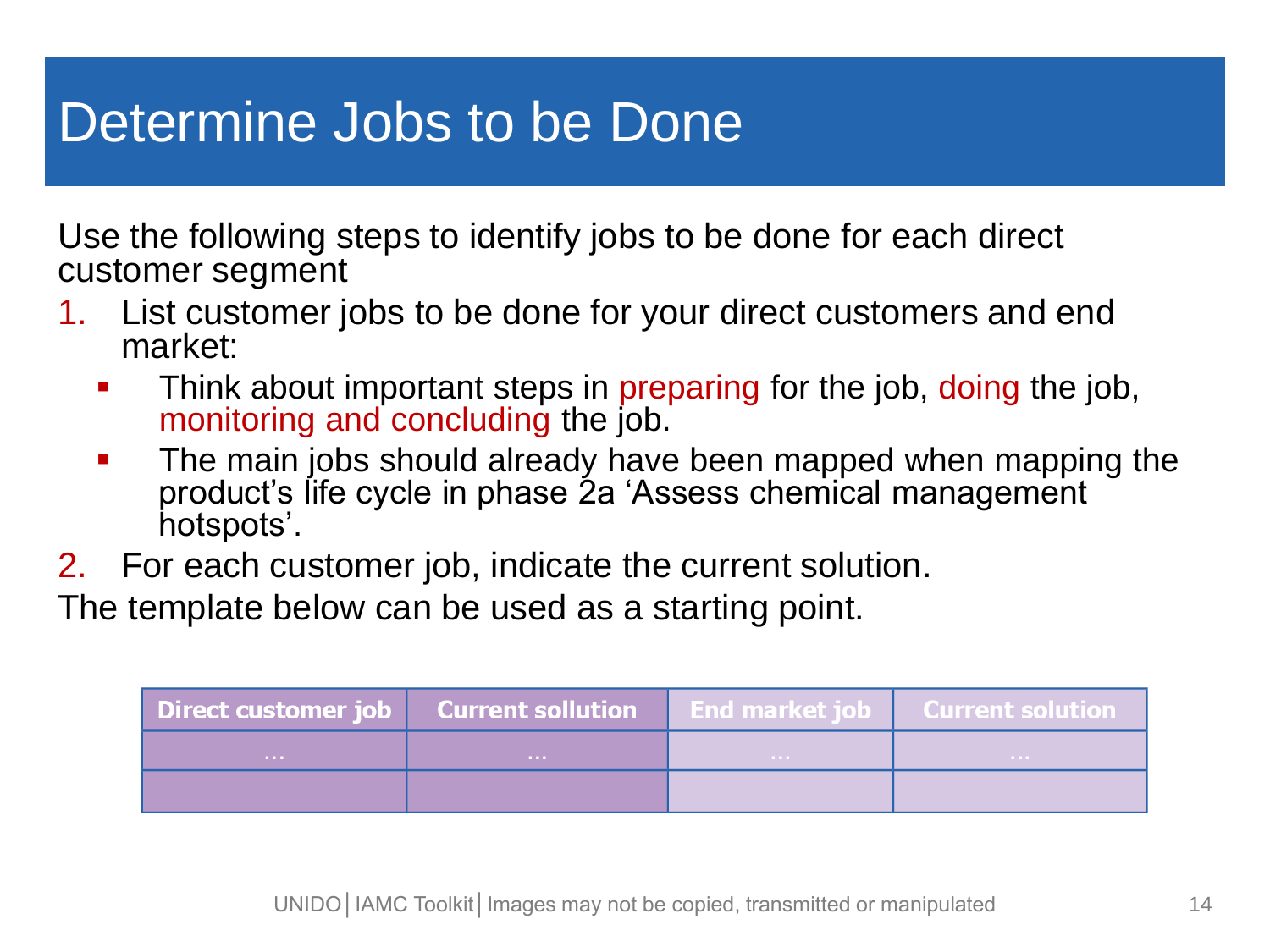# Determine Jobs to be Done

Use the following steps to identify jobs to be done for each direct customer segment

1. List customer jobs to be done for your direct customers and end market:
   - Think about important steps in preparing for the job, doing the job, monitoring and concluding the job.
   - The main jobs should already have been mapped when mapping the product's life cycle in phase 2a 'Assess chemical management hotspots'.
2. For each customer job, indicate the current solution.

The template below can be used as a starting point.

| Direct customer job | Current sollution | End market job | Current solution |
|---|---|---|---|
| ... | ... | ... | ... |
| | | | |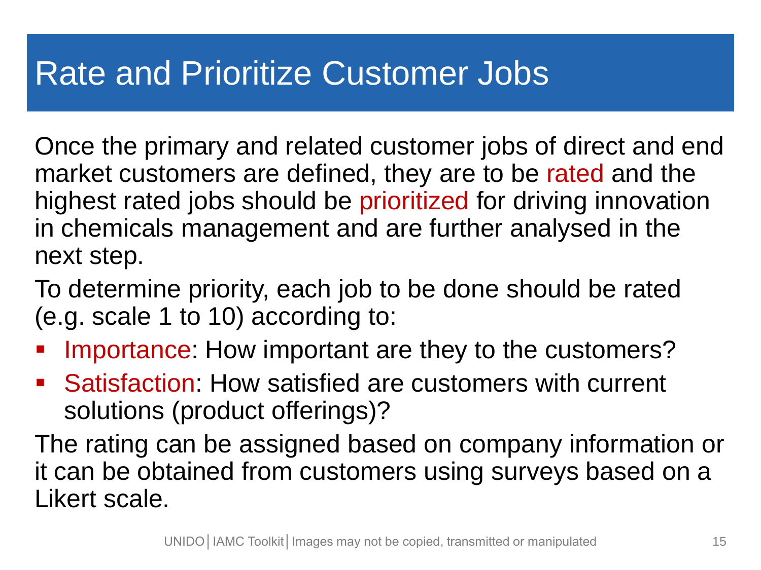# Rate and Prioritize Customer Jobs

Once the primary and related customer jobs of direct and end market customers are defined, they are to be rated and the highest rated jobs should be prioritized for driving innovation in chemicals management and are further analysed in the next step.

To determine priority, each job to be done should be rated (e.g. scale 1 to 10) according to:

- Importance: How important are they to the customers?
- Satisfaction: How satisfied are customers with current solutions (product offerings)?

The rating can be assigned based on company information or it can be obtained from customers using surveys based on a Likert scale.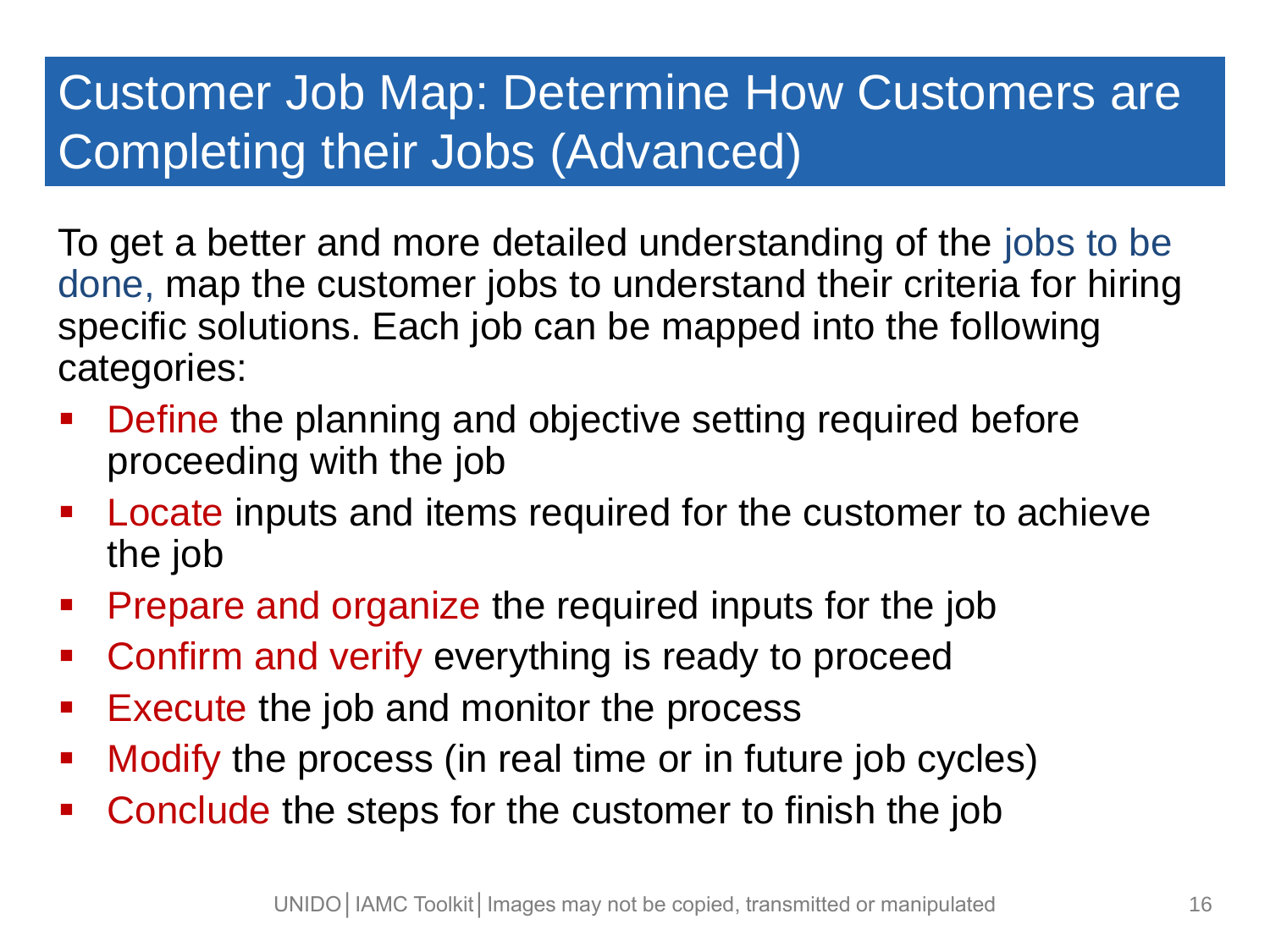# Customer Job Map: Determine How Customers are Completing their Jobs (Advanced)

To get a better and more detailed understanding of the jobs to be done, map the customer jobs to understand their criteria for hiring specific solutions. Each job can be mapped into the following categories:

- Define the planning and objective setting required before proceeding with the job
- Locate inputs and items required for the customer to achieve the job
- Prepare and organize the required inputs for the job
- Confirm and verify everything is ready to proceed
- Execute the job and monitor the process
- Modify the process (in real time or in future job cycles)
- Conclude the steps for the customer to finish the job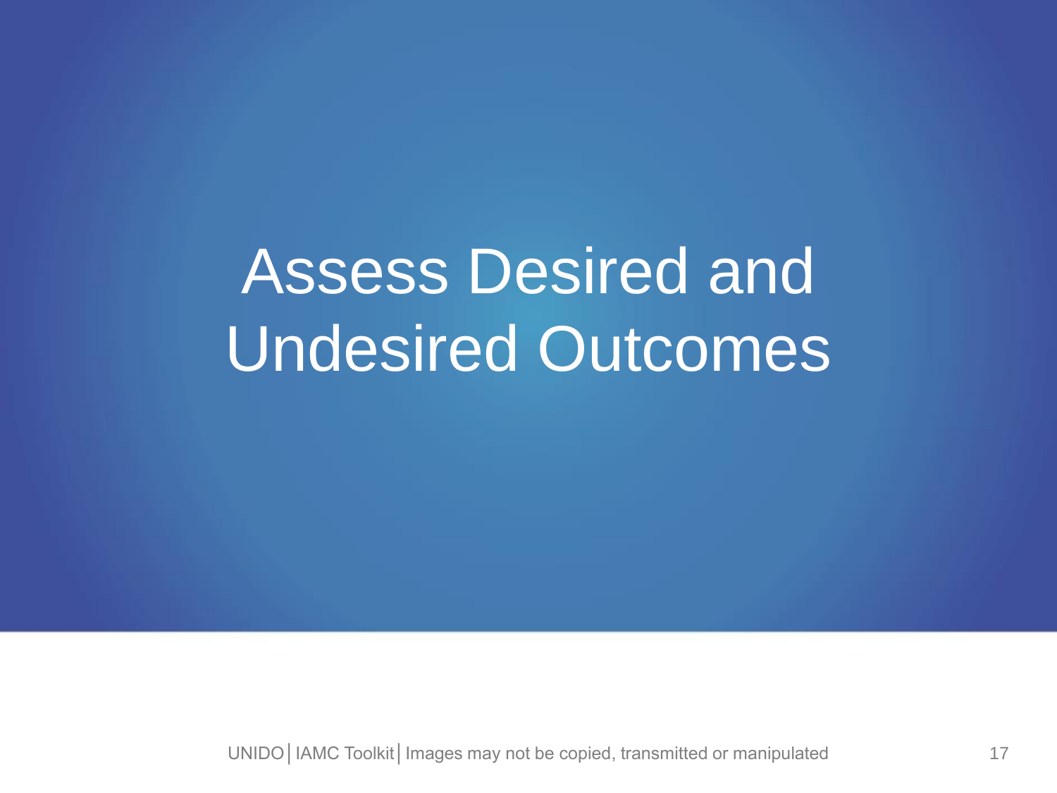# Assess Desired and Undesired Outcomes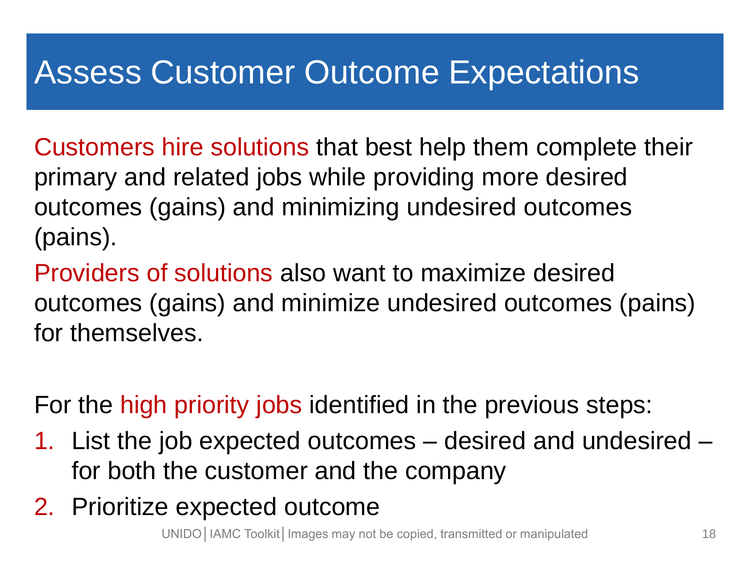# Assess Customer Outcome Expectations

Customers hire solutions that best help them complete their primary and related jobs while providing more desired outcomes (gains) and minimizing undesired outcomes (pains).

Providers of solutions also want to maximize desired outcomes (gains) and minimize undesired outcomes (pains) for themselves.

For the high priority jobs identified in the previous steps:

1. List the job expected outcomes – desired and undesired – for both the customer and the company
2. Prioritize expected outcome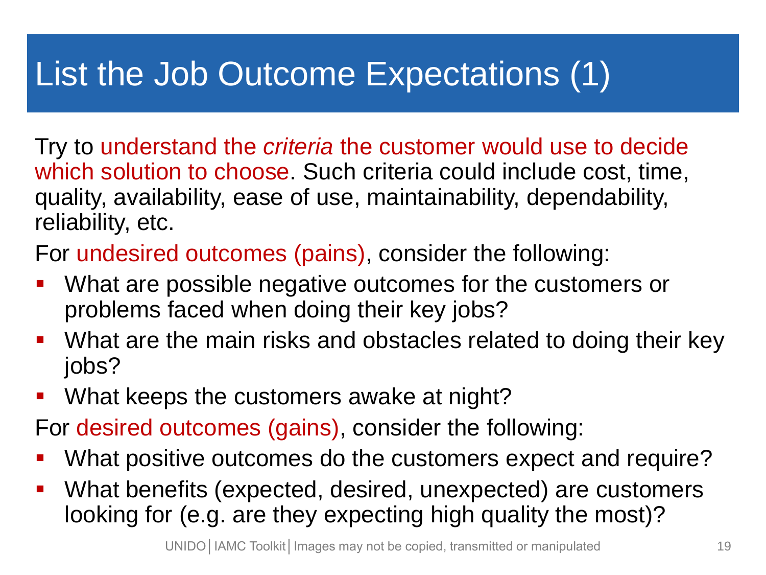# List the Job Outcome Expectations (1)

Try to understand the *criteria* the customer would use to decide which solution to choose. Such criteria could include cost, time, quality, availability, ease of use, maintainability, dependability, reliability, etc.

For undesired outcomes (pains), consider the following:

- What are possible negative outcomes for the customers or problems faced when doing their key jobs?
- What are the main risks and obstacles related to doing their key jobs?
- What keeps the customers awake at night?

For desired outcomes (gains), consider the following:

- What positive outcomes do the customers expect and require?
- What benefits (expected, desired, unexpected) are customers looking for (e.g. are they expecting high quality the most)?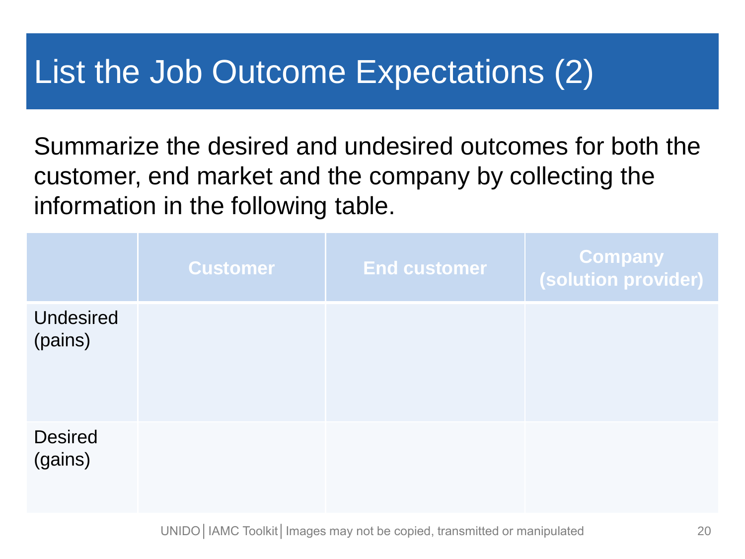# List the Job Outcome Expectations (2)

Summarize the desired and undesired outcomes for both the customer, end market and the company by collecting the information in the following table.

| | Customer | End customer | Company (solution provider) |
|---|---|---|---|
| Undesired (pains) | | | |
| Desired (gains) | | | |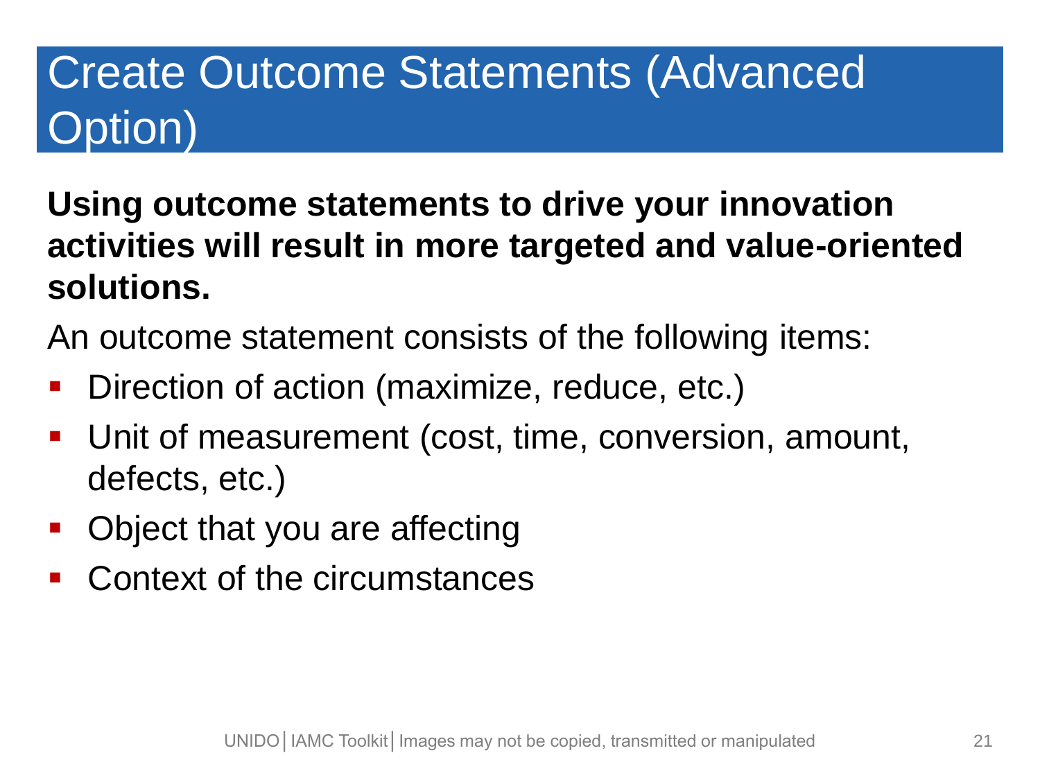# Create Outcome Statements (Advanced Option)

**Using outcome statements to drive your innovation activities will result in more targeted and value-oriented solutions.**

An outcome statement consists of the following items:

- Direction of action (maximize, reduce, etc.)
- Unit of measurement (cost, time, conversion, amount, defects, etc.)
- Object that you are affecting
- Context of the circumstances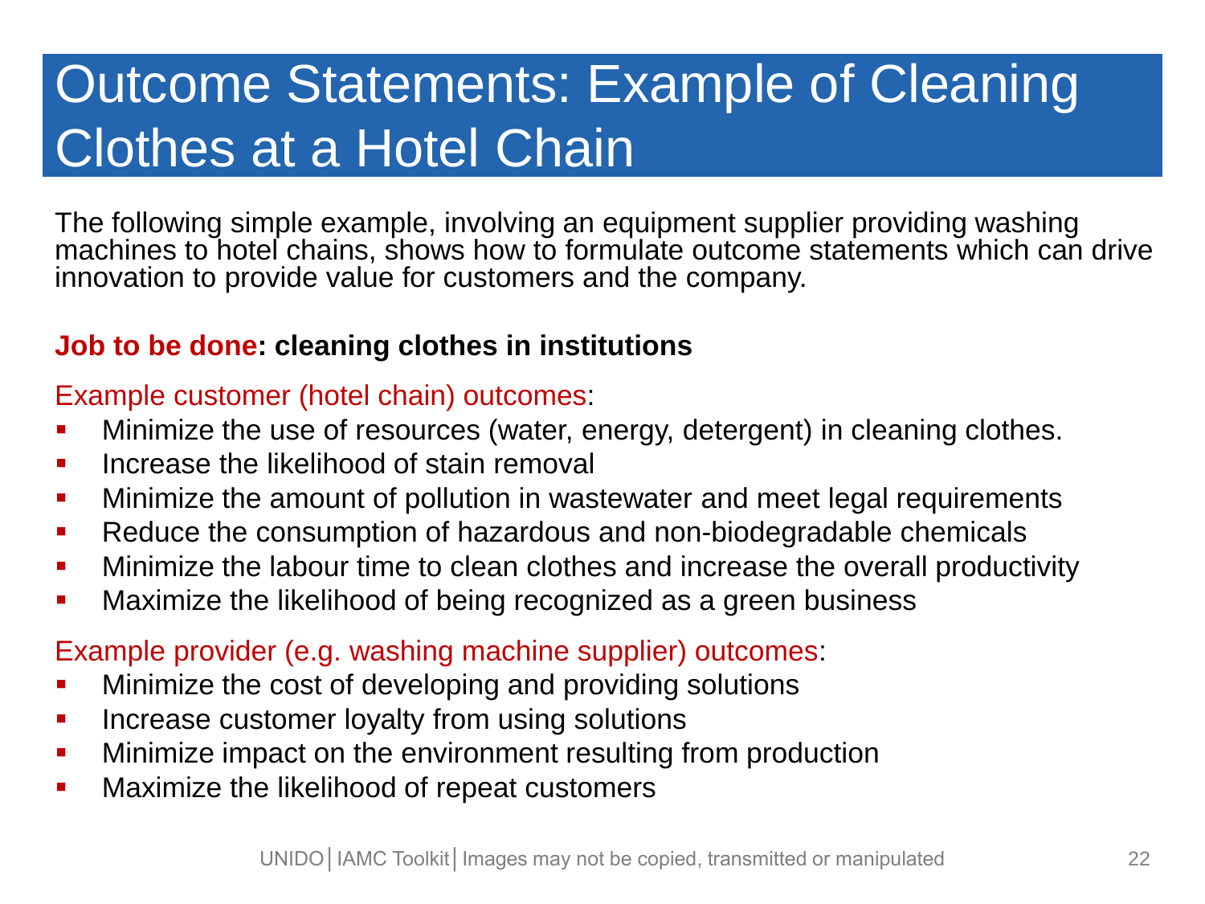# Outcome Statements: Example of Cleaning Clothes at a Hotel Chain

The following simple example, involving an equipment supplier providing washing machines to hotel chains, shows how to formulate outcome statements which can drive innovation to provide value for customers and the company.

**Job to be done: cleaning clothes in institutions**

Example customer (hotel chain) outcomes:

- Minimize the use of resources (water, energy, detergent) in cleaning clothes.
- Increase the likelihood of stain removal
- Minimize the amount of pollution in wastewater and meet legal requirements
- Reduce the consumption of hazardous and non-biodegradable chemicals
- Minimize the labour time to clean clothes and increase the overall productivity
- Maximize the likelihood of being recognized as a green business

Example provider (e.g. washing machine supplier) outcomes:

- Minimize the cost of developing and providing solutions
- Increase customer loyalty from using solutions
- Minimize impact on the environment resulting from production
- Maximize the likelihood of repeat customers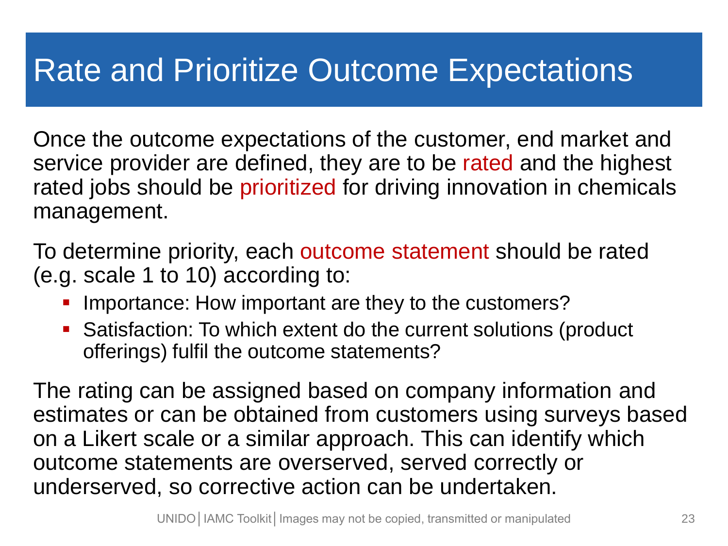# Rate and Prioritize Outcome Expectations

Once the outcome expectations of the customer, end market and service provider are defined, they are to be rated and the highest rated jobs should be prioritized for driving innovation in chemicals management.

To determine priority, each outcome statement should be rated (e.g. scale 1 to 10) according to:

- Importance: How important are they to the customers?
- Satisfaction: To which extent do the current solutions (product offerings) fulfil the outcome statements?

The rating can be assigned based on company information and estimates or can be obtained from customers using surveys based on a Likert scale or a similar approach. This can identify which outcome statements are overserved, served correctly or underserved, so corrective action can be undertaken.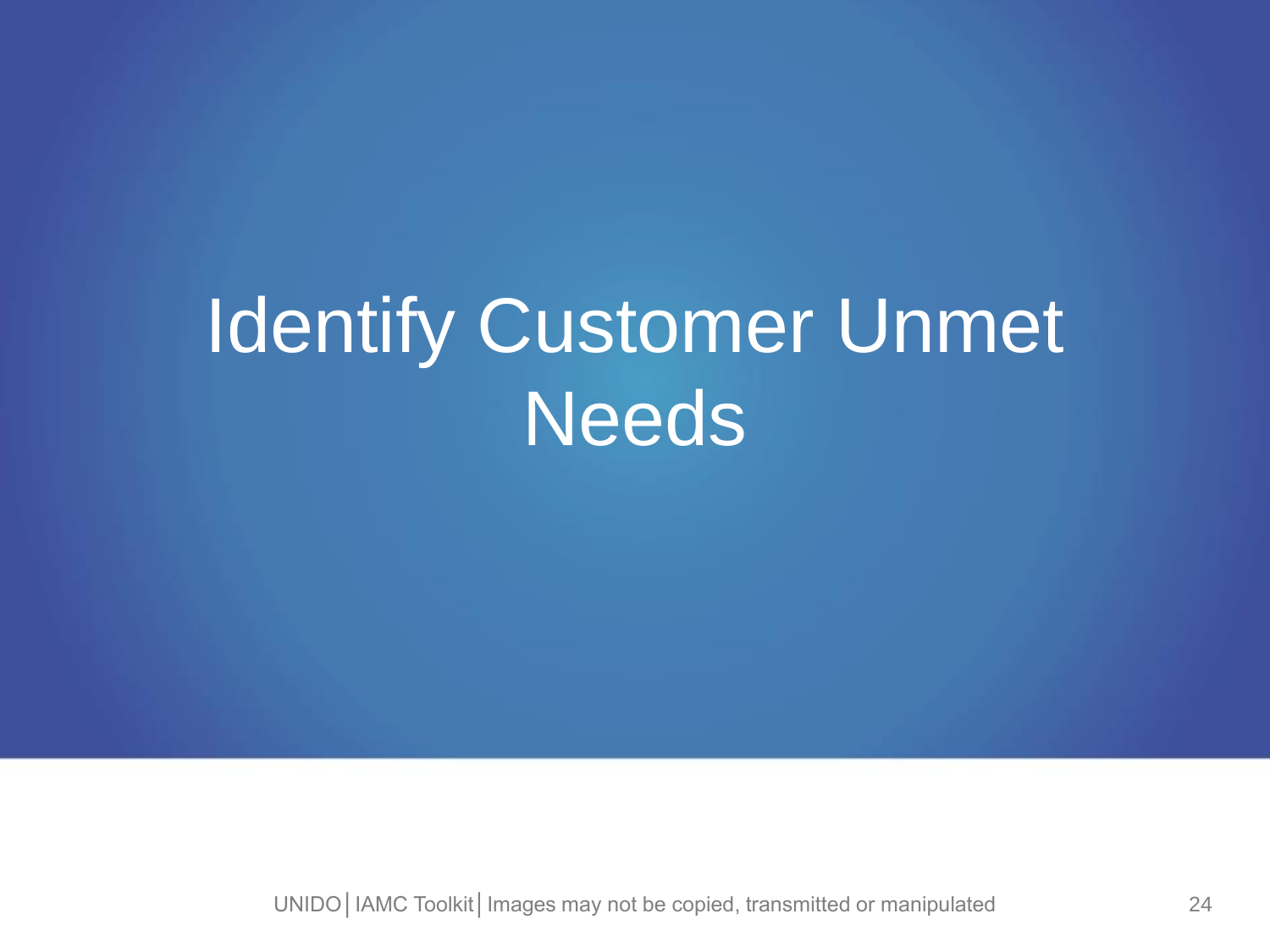# Identify Customer Unmet Needs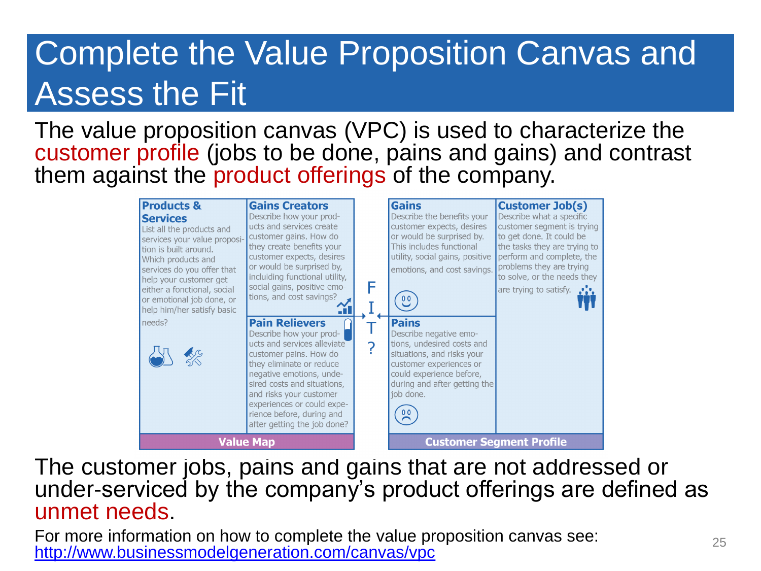# Complete the Value Proposition Canvas and Assess the Fit

The value proposition canvas (VPC) is used to characterize the customer profile (jobs to be done, pains and gains) and contrast them against the product offerings of the company.

**Products & Services**
List all the products and services your value proposition is built around. Which products and services do you offer that help your customer get either a fonctional, social or emotional job done, or help him/her satisfy basic needs?

**Gains Creators**
Describe how your products and services create customer gains. How do they create benefits your customer expects, desires or would be surprised by, incliuding functional utility, social gains, positive emotions, and cost savings?

**Pain Relievers**
Describe how your products and services alleviate customer pains. How do they eliminate or reduce negative emotions, undesired costs and situations, and risks your customer experiences or could experience before, during and after getting the job done?

**Value Map**

F I T ?

**Gains**
Describe the benefits your customer expects, desires or would be surprised by. This includes functional utility, social gains, positive emotions, and cost savings.

**Customer Job(s)**
Describe what a specific customer segment is trying to get done. It could be the tasks they are trying to perform and complete, the problems they are trying to solve, or the needs they are trying to satisfy.

**Pains**
Describe negative emotions, undesired costs and situations, and risks your customer experiences or could experience before, during and after getting the job done.

**Customer Segment Profile**

The customer jobs, pains and gains that are not addressed or under-serviced by the company's product offerings are defined as unmet needs.

For more information on how to complete the value proposition canvas see: [http://www.businessmodelgeneration.com/canvas/vpc](http://www.businessmodelgeneration.com/canvas/vpc)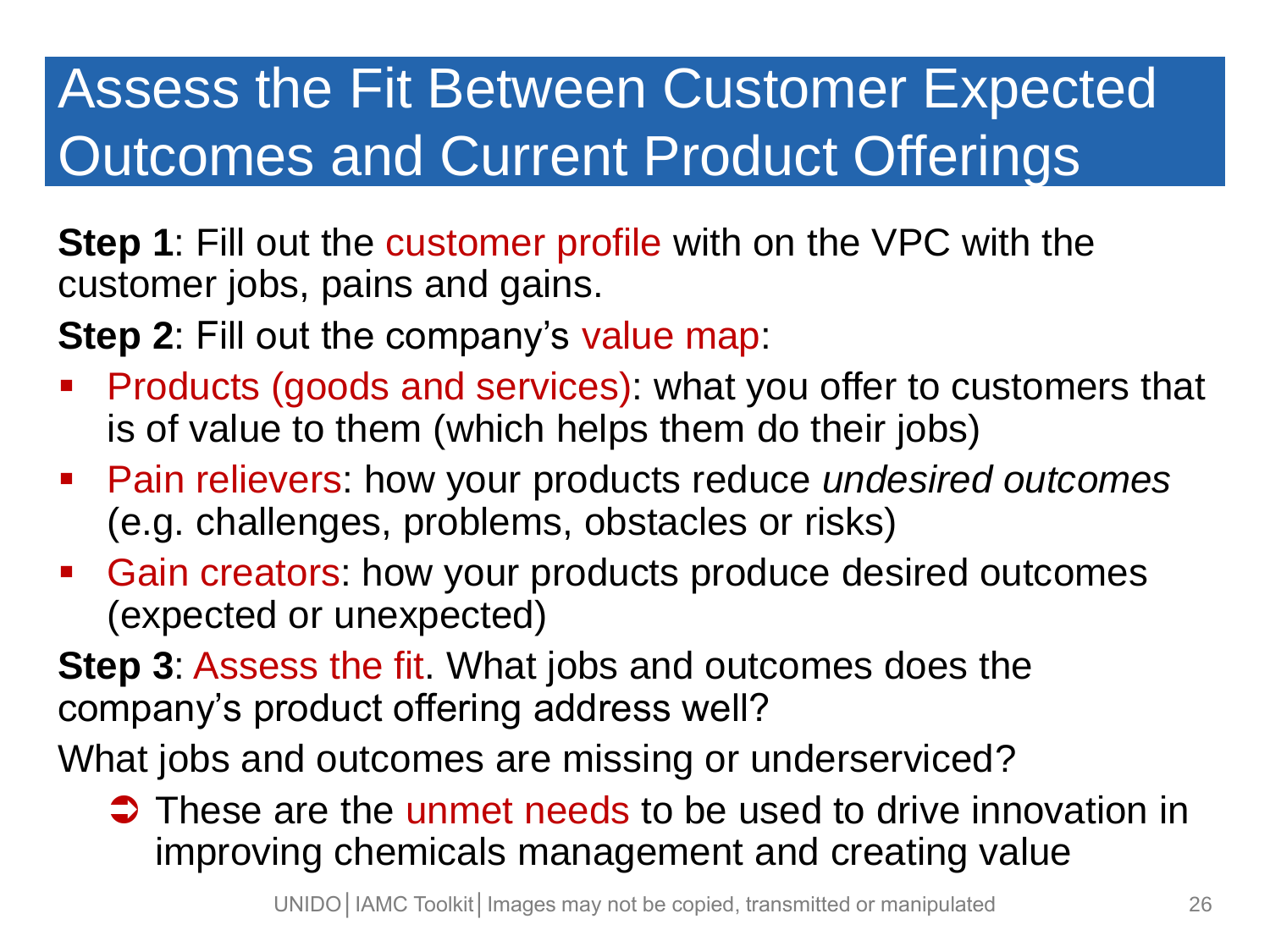# Assess the Fit Between Customer Expected Outcomes and Current Product Offerings

**Step 1**: Fill out the customer profile with on the VPC with the customer jobs, pains and gains.

**Step 2**: Fill out the company's value map:

- Products (goods and services): what you offer to customers that is of value to them (which helps them do their jobs)
- Pain relievers: how your products reduce *undesired outcomes* (e.g. challenges, problems, obstacles or risks)
- Gain creators: how your products produce desired outcomes (expected or unexpected)

**Step 3**: Assess the fit. What jobs and outcomes does the company's product offering address well?

What jobs and outcomes are missing or underserviced?

➲ These are the unmet needs to be used to drive innovation in improving chemicals management and creating value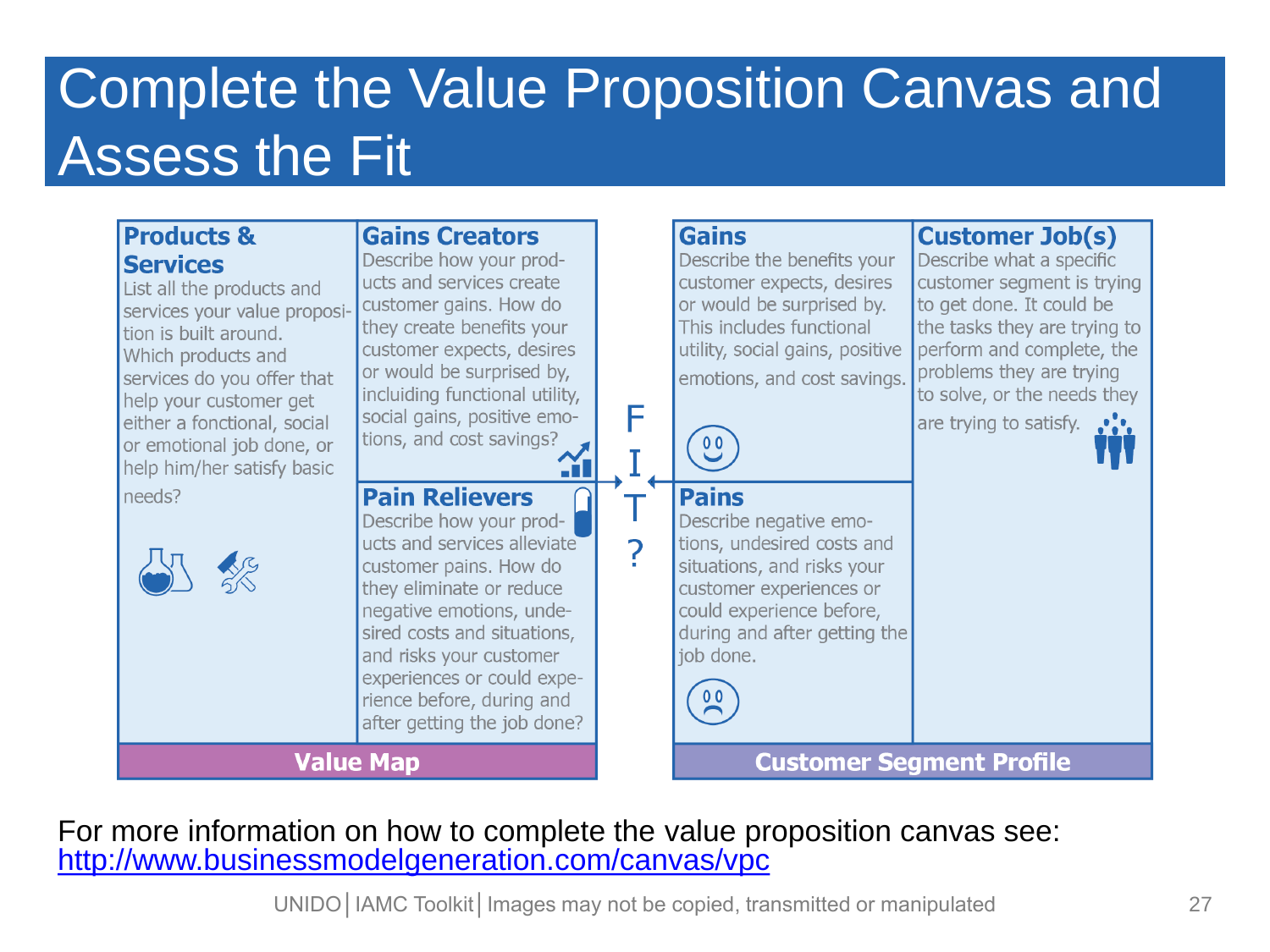# Complete the Value Proposition Canvas and Assess the Fit

## Value Map

### Products & Services

List all the products and services your value proposition is built around. Which products and services do you offer that help your customer get either a fonctional, social or emotional job done, or help him/her satisfy basic needs?

### Gains Creators

Describe how your products and services create customer gains. How do they create benefits your customer expects, desires or would be surprised by, incluiding functional utility, social gains, positive emotions, and cost savings?

### Pain Relievers

Describe how your products and services alleviate customer pains. How do they eliminate or reduce negative emotions, undesired costs and situations, and risks your customer experiences or could experience before, during and after getting the job done?

**FIT?**

## Customer Segment Profile

### Gains

Describe the benefits your customer expects, desires or would be surprised by. This includes functional utility, social gains, positive emotions, and cost savings.

### Customer Job(s)

Describe what a specific customer segment is trying to get done. It could be the tasks they are trying to perform and complete, the problems they are trying to solve, or the needs they are trying to satisfy.

### Pains

Describe negative emotions, undesired costs and situations, and risks your customer experiences or could experience before, during and after getting the job done.

For more information on how to complete the value proposition canvas see: http://www.businessmodelgeneration.com/canvas/vpc

UNIDO | IAMC Toolkit | Images may not be copied, transmitted or manipulated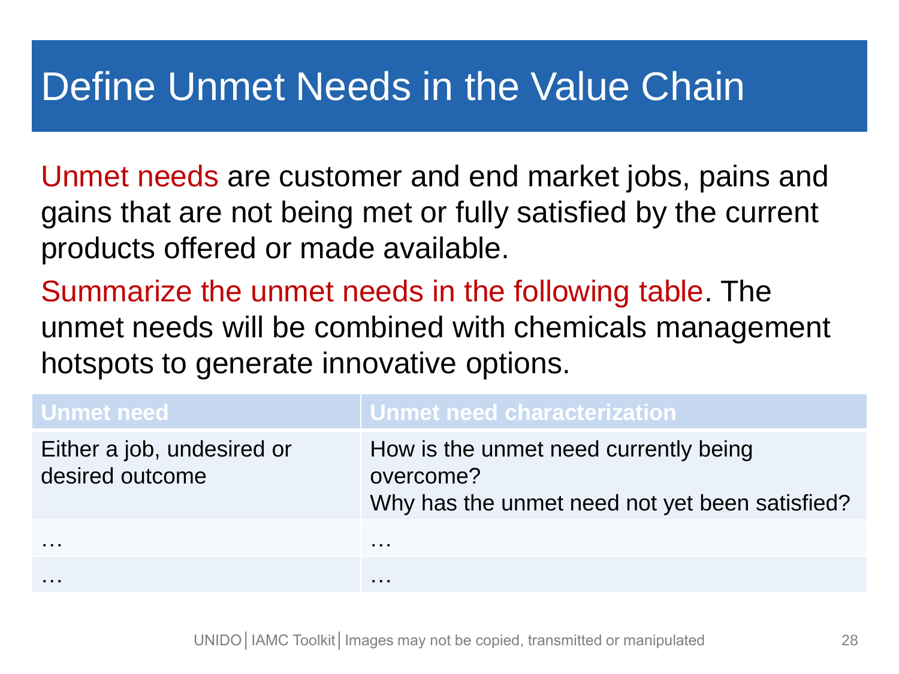# Define Unmet Needs in the Value Chain

Unmet needs are customer and end market jobs, pains and gains that are not being met or fully satisfied by the current products offered or made available.

Summarize the unmet needs in the following table. The unmet needs will be combined with chemicals management hotspots to generate innovative options.

| Unmet need | Unmet need characterization |
| --- | --- |
| Either a job, undesired or desired outcome | How is the unmet need currently being overcome?<br>Why has the unmet need not yet been satisfied? |
| … | … |
| … | … |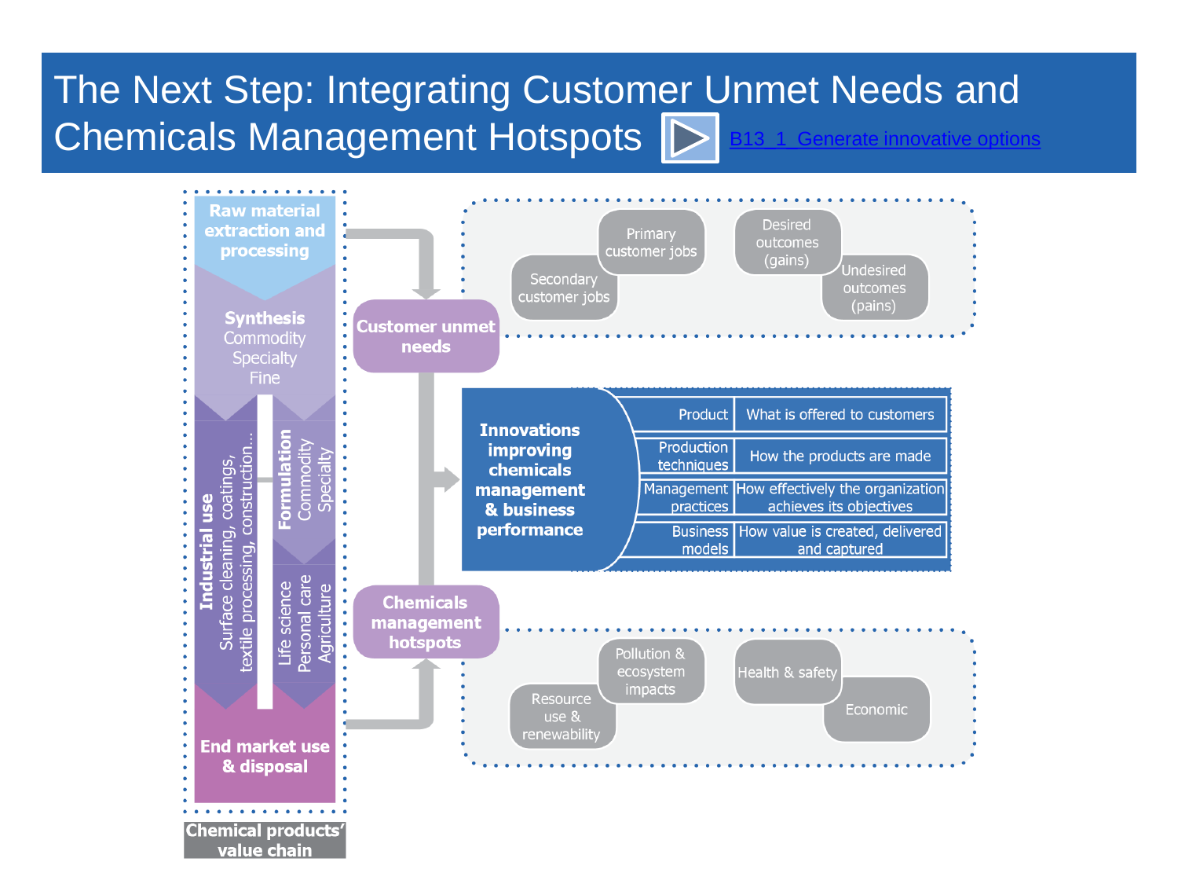# The Next Step: Integrating Customer Unmet Needs and Chemicals Management Hotspots

B13_1_Generate innovative options

**Chemical products' value chain**

- **Raw material extraction and processing**
- **Synthesis**: Commodity, Specialty, Fine
- **Industrial use**: Surface cleaning, coatings, textile processing, construction…
- **Formulation**: Commodity, Specialty
- Life science, Personal care, Agriculture
- **End market use & disposal**

**Customer unmet needs**

- Primary customer jobs
- Secondary customer jobs
- Desired outcomes (gains)
- Undesired outcomes (pains)

**Innovations improving chemicals management & business performance**

| | |
|---|---|
| Product | What is offered to customers |
| Production techniques | How the products are made |
| Management practices | How effectively the organization achieves its objectives |
| Business models | How value is created, delivered and captured |

**Chemicals management hotspots**

- Pollution & ecosystem impacts
- Resource use & renewability
- Health & safety
- Economic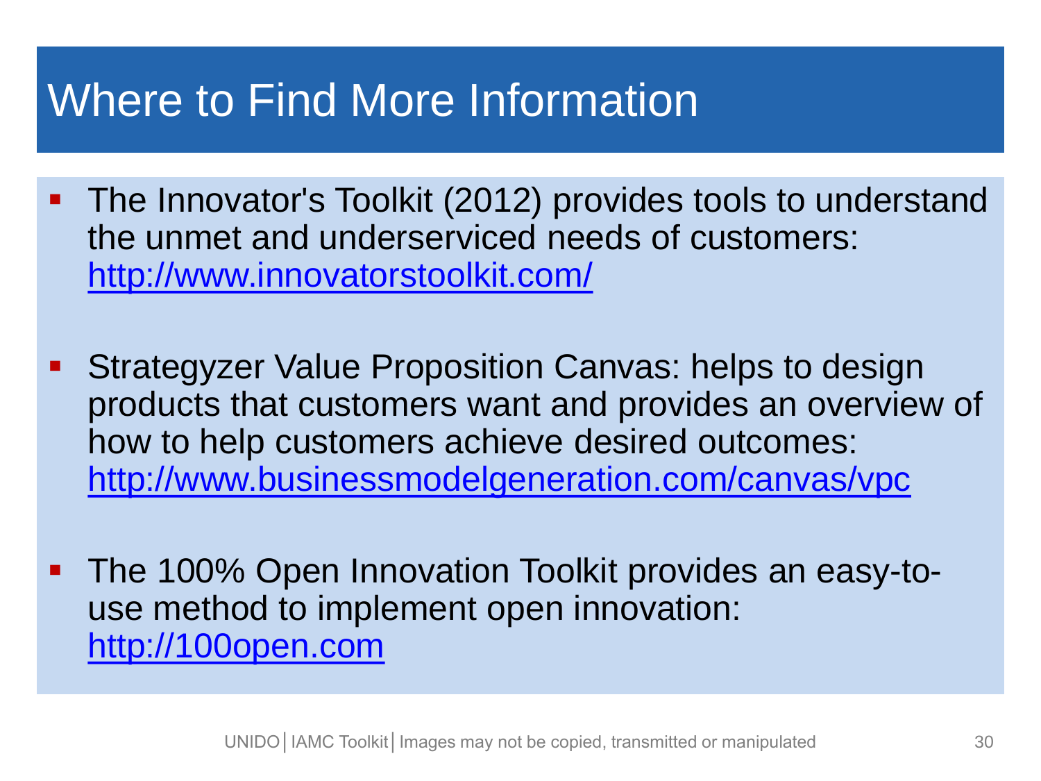# Where to Find More Information

- The Innovator's Toolkit (2012) provides tools to understand the unmet and underserviced needs of customers: http://www.innovatorstoolkit.com/

- Strategyzer Value Proposition Canvas: helps to design products that customers want and provides an overview of how to help customers achieve desired outcomes: http://www.businessmodelgeneration.com/canvas/vpc

- The 100% Open Innovation Toolkit provides an easy-to-use method to implement open innovation: http://100open.com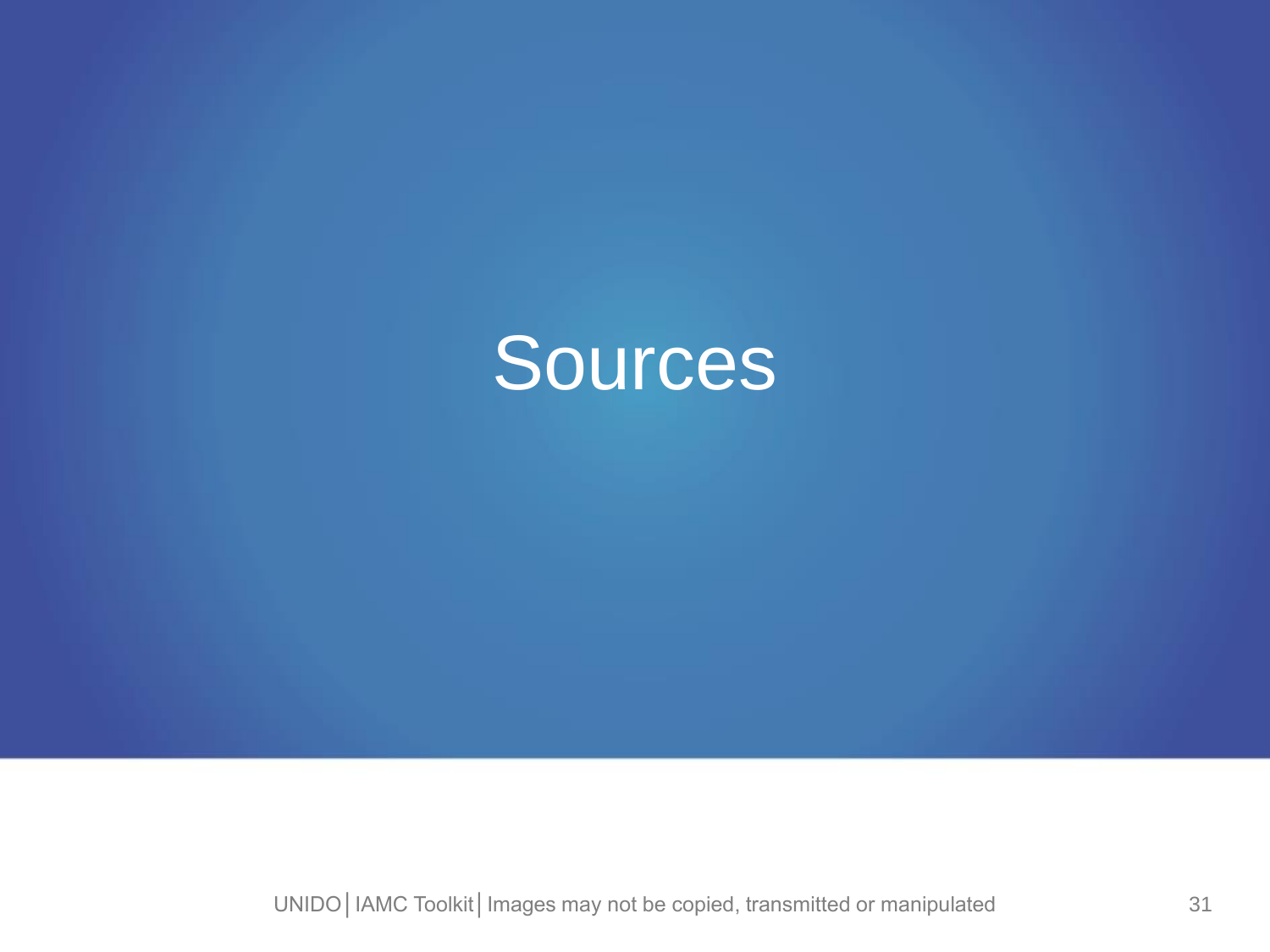# Sources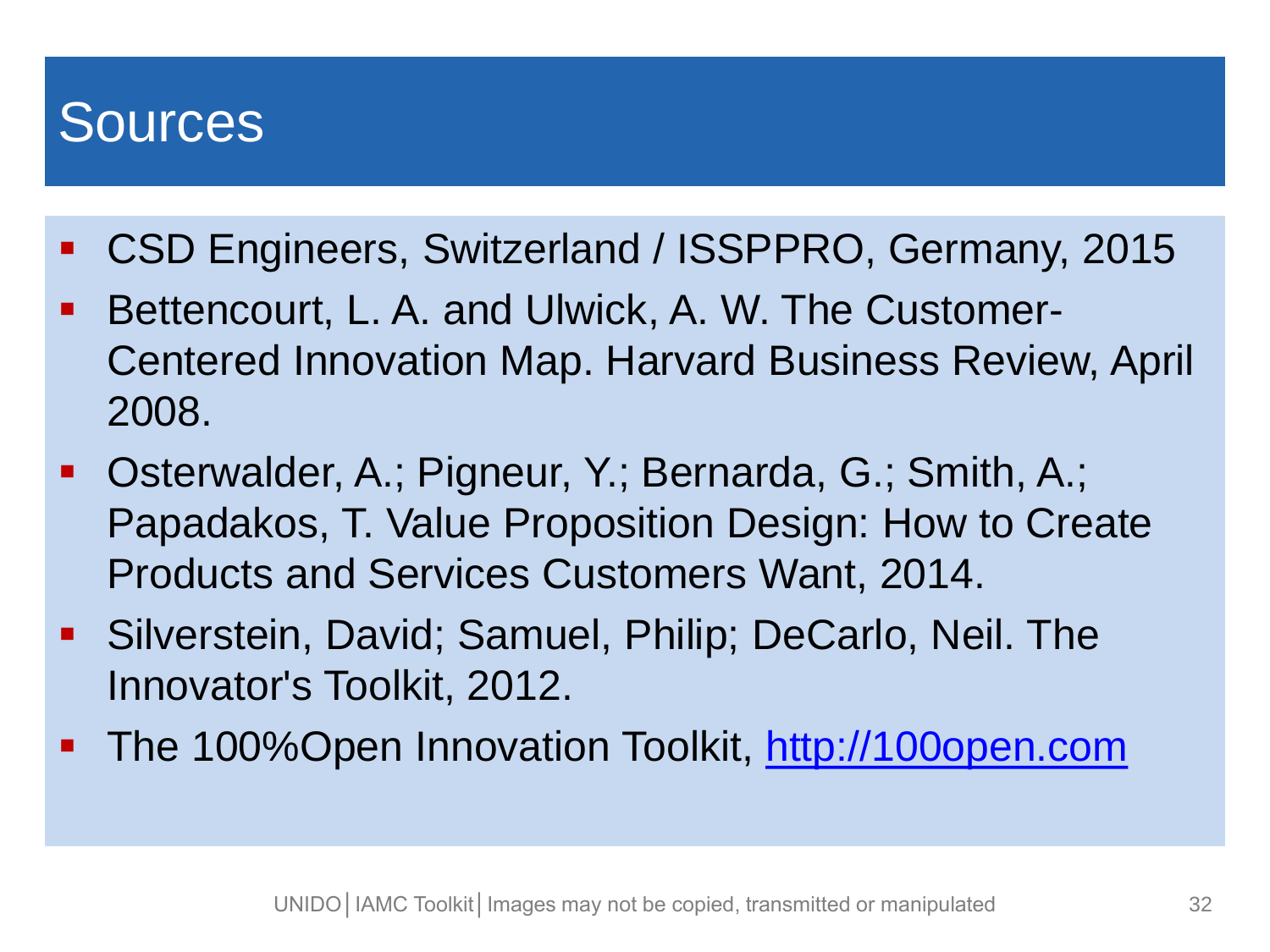# Sources

- CSD Engineers, Switzerland / ISSPPRO, Germany, 2015
- Bettencourt, L. A. and Ulwick, A. W. The Customer-Centered Innovation Map. Harvard Business Review, April 2008.
- Osterwalder, A.; Pigneur, Y.; Bernarda, G.; Smith, A.; Papadakos, T. Value Proposition Design: How to Create Products and Services Customers Want, 2014.
- Silverstein, David; Samuel, Philip; DeCarlo, Neil. The Innovator's Toolkit, 2012.
- The 100%Open Innovation Toolkit, [http://100open.com](http://100open.com)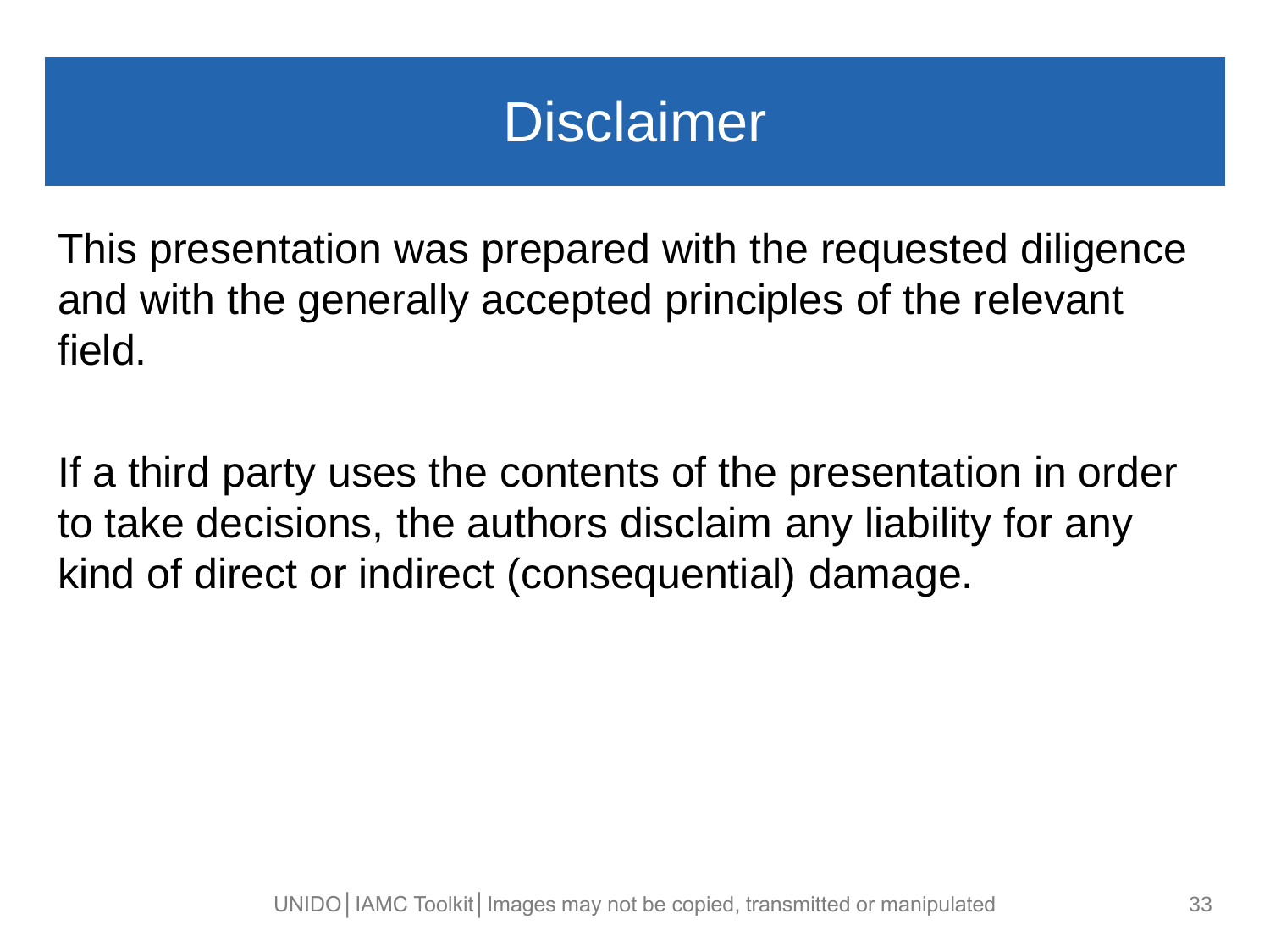# Disclaimer

This presentation was prepared with the requested diligence and with the generally accepted principles of the relevant field.

If a third party uses the contents of the presentation in order to take decisions, the authors disclaim any liability for any kind of direct or indirect (consequential) damage.